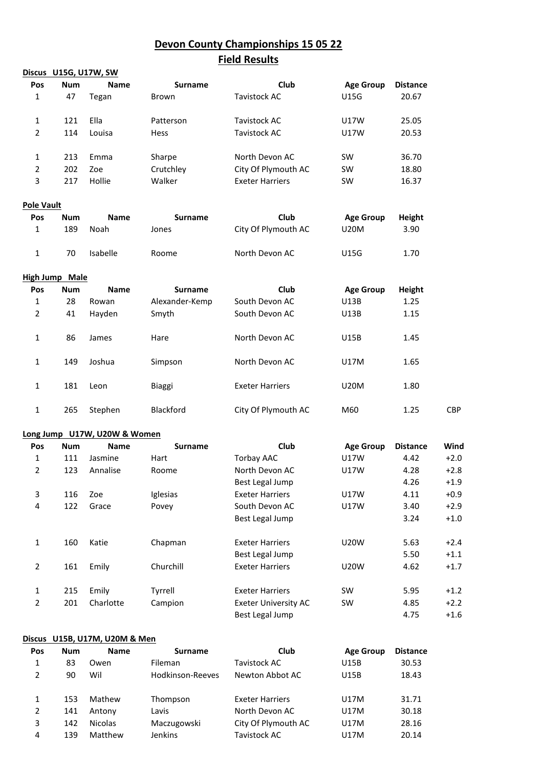# Devon County Championships 15 05 22

## Field Results

### Discus U15G, U17W, SW

| Pos | Num | Name | Surname | Club | Age Group | Distance |
|---|---|---|---|---|---|---|
| 1 | 47 | Tegan | Brown | Tavistock AC | U15G | 20.67 |
| | | | | | | |
| 1 | 121 | Ella | Patterson | Tavistock AC | U17W | 25.05 |
| 2 | 114 | Louisa | Hess | Tavistock AC | U17W | 20.53 |
| | | | | | | |
| 1 | 213 | Emma | Sharpe | North Devon AC | SW | 36.70 |
| 2 | 202 | Zoe | Crutchley | City Of Plymouth AC | SW | 18.80 |
| 3 | 217 | Hollie | Walker | Exeter Harriers | SW | 16.37 |

### Pole Vault

| Pos | Num | Name | Surname | Club | Age Group | Height |
|---|---|---|---|---|---|---|
| 1 | 189 | Noah | Jones | City Of Plymouth AC | U20M | 3.90 |
| | | | | | | |
| 1 | 70 | Isabelle | Roome | North Devon AC | U15G | 1.70 |

### High Jump Male

| Pos | Num | Name | Surname | Club | Age Group | Height | |
|---|---|---|---|---|---|---|---|
| 1 | 28 | Rowan | Alexander-Kemp | South Devon AC | U13B | 1.25 | |
| 2 | 41 | Hayden | Smyth | South Devon AC | U13B | 1.15 | |
| | | | | | | | |
| 1 | 86 | James | Hare | North Devon AC | U15B | 1.45 | |
| | | | | | | | |
| 1 | 149 | Joshua | Simpson | North Devon AC | U17M | 1.65 | |
| | | | | | | | |
| 1 | 181 | Leon | Biaggi | Exeter Harriers | U20M | 1.80 | |
| | | | | | | | |
| 1 | 265 | Stephen | Blackford | City Of Plymouth AC | M60 | 1.25 | CBP |

### Long Jump U17W, U20W & Women

| Pos | Num | Name | Surname | Club | Age Group | Distance | Wind |
|---|---|---|---|---|---|---|---|
| 1 | 111 | Jasmine | Hart | Torbay AAC | U17W | 4.42 | +2.0 |
| 2 | 123 | Annalise | Roome | North Devon AC | U17W | 4.28 | +2.8 |
| | | | | Best Legal Jump | | 4.26 | +1.9 |
| 3 | 116 | Zoe | Iglesias | Exeter Harriers | U17W | 4.11 | +0.9 |
| 4 | 122 | Grace | Povey | South Devon AC | U17W | 3.40 | +2.9 |
| | | | | Best Legal Jump | | 3.24 | +1.0 |
| | | | | | | | |
| 1 | 160 | Katie | Chapman | Exeter Harriers | U20W | 5.63 | +2.4 |
| | | | | Best Legal Jump | | 5.50 | +1.1 |
| 2 | 161 | Emily | Churchill | Exeter Harriers | U20W | 4.62 | +1.7 |
| | | | | | | | |
| 1 | 215 | Emily | Tyrrell | Exeter Harriers | SW | 5.95 | +1.2 |
| 2 | 201 | Charlotte | Campion | Exeter University AC | SW | 4.85 | +2.2 |
| | | | | Best Legal Jump | | 4.75 | +1.6 |

### Discus U15B, U17M, U20M & Men

| Pos | Num | Name | Surname | Club | Age Group | Distance |
|---|---|---|---|---|---|---|
| 1 | 83 | Owen | Fileman | Tavistock AC | U15B | 30.53 |
| 2 | 90 | Wil | Hodkinson-Reeves | Newton Abbot AC | U15B | 18.43 |
| | | | | | | |
| 1 | 153 | Mathew | Thompson | Exeter Harriers | U17M | 31.71 |
| 2 | 141 | Antony | Lavis | North Devon AC | U17M | 30.18 |
| 3 | 142 | Nicolas | Maczugowski | City Of Plymouth AC | U17M | 28.16 |
| 4 | 139 | Matthew | Jenkins | Tavistock AC | U17M | 20.14 |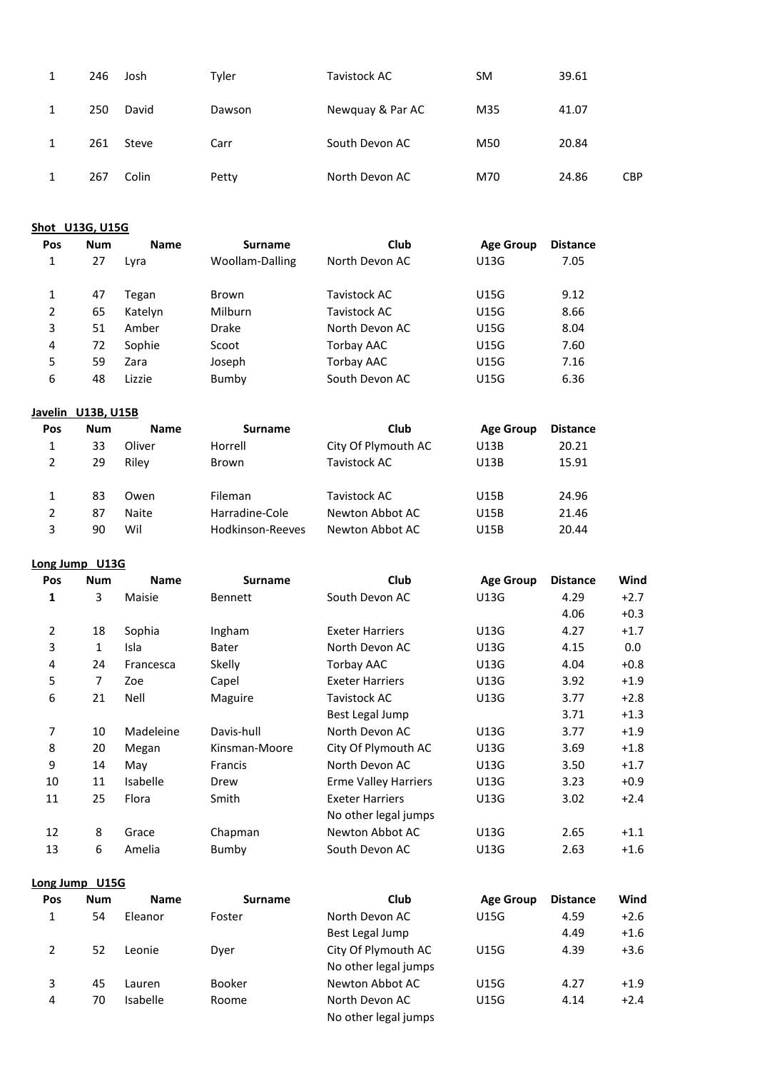| | | | | | | | |
|---|---|---|---|---|---|---|---|
| 1 | 246 | Josh | Tyler | Tavistock AC | SM | 39.61 | |
| 1 | 250 | David | Dawson | Newquay & Par AC | M35 | 41.07 | |
| 1 | 261 | Steve | Carr | South Devon AC | M50 | 20.84 | |
| 1 | 267 | Colin | Petty | North Devon AC | M70 | 24.86 | CBP |

**Shot U13G, U15G**

| Pos | Num | Name | Surname | Club | Age Group | Distance |
|---|---|---|---|---|---|---|
| 1 | 27 | Lyra | Woollam-Dalling | North Devon AC | U13G | 7.05 |
| | | | | | | |
| 1 | 47 | Tegan | Brown | Tavistock AC | U15G | 9.12 |
| 2 | 65 | Katelyn | Milburn | Tavistock AC | U15G | 8.66 |
| 3 | 51 | Amber | Drake | North Devon AC | U15G | 8.04 |
| 4 | 72 | Sophie | Scoot | Torbay AAC | U15G | 7.60 |
| 5 | 59 | Zara | Joseph | Torbay AAC | U15G | 7.16 |
| 6 | 48 | Lizzie | Bumby | South Devon AC | U15G | 6.36 |

**Javelin U13B, U15B**

| Pos | Num | Name | Surname | Club | Age Group | Distance |
|---|---|---|---|---|---|---|
| 1 | 33 | Oliver | Horrell | City Of Plymouth AC | U13B | 20.21 |
| 2 | 29 | Riley | Brown | Tavistock AC | U13B | 15.91 |
| | | | | | | |
| 1 | 83 | Owen | Fileman | Tavistock AC | U15B | 24.96 |
| 2 | 87 | Naite | Harradine-Cole | Newton Abbot AC | U15B | 21.46 |
| 3 | 90 | Wil | Hodkinson-Reeves | Newton Abbot AC | U15B | 20.44 |

**Long Jump U13G**

| Pos | Num | Name | Surname | Club | Age Group | Distance | Wind |
|---|---|---|---|---|---|---|---|
| **1** | 3 | Maisie | Bennett | South Devon AC | U13G | 4.29 | +2.7 |
| | | | | | | 4.06 | +0.3 |
| 2 | 18 | Sophia | Ingham | Exeter Harriers | U13G | 4.27 | +1.7 |
| 3 | 1 | Isla | Bater | North Devon AC | U13G | 4.15 | 0.0 |
| 4 | 24 | Francesca | Skelly | Torbay AAC | U13G | 4.04 | +0.8 |
| 5 | 7 | Zoe | Capel | Exeter Harriers | U13G | 3.92 | +1.9 |
| 6 | 21 | Nell | Maguire | Tavistock AC | U13G | 3.77 | +2.8 |
| | | | | Best Legal Jump | | 3.71 | +1.3 |
| 7 | 10 | Madeleine | Davis-hull | North Devon AC | U13G | 3.77 | +1.9 |
| 8 | 20 | Megan | Kinsman-Moore | City Of Plymouth AC | U13G | 3.69 | +1.8 |
| 9 | 14 | May | Francis | North Devon AC | U13G | 3.50 | +1.7 |
| 10 | 11 | Isabelle | Drew | Erme Valley Harriers | U13G | 3.23 | +0.9 |
| 11 | 25 | Flora | Smith | Exeter Harriers | U13G | 3.02 | +2.4 |
| | | | | No other legal jumps | | | |
| 12 | 8 | Grace | Chapman | Newton Abbot AC | U13G | 2.65 | +1.1 |
| 13 | 6 | Amelia | Bumby | South Devon AC | U13G | 2.63 | +1.6 |

**Long Jump U15G**

| Pos | Num | Name | Surname | Club | Age Group | Distance | Wind |
|---|---|---|---|---|---|---|---|
| 1 | 54 | Eleanor | Foster | North Devon AC | U15G | 4.59 | +2.6 |
| | | | | Best Legal Jump | | 4.49 | +1.6 |
| 2 | 52 | Leonie | Dyer | City Of Plymouth AC | U15G | 4.39 | +3.6 |
| | | | | No other legal jumps | | | |
| 3 | 45 | Lauren | Booker | Newton Abbot AC | U15G | 4.27 | +1.9 |
| 4 | 70 | Isabelle | Roome | North Devon AC | U15G | 4.14 | +2.4 |
| | | | | No other legal jumps | | | |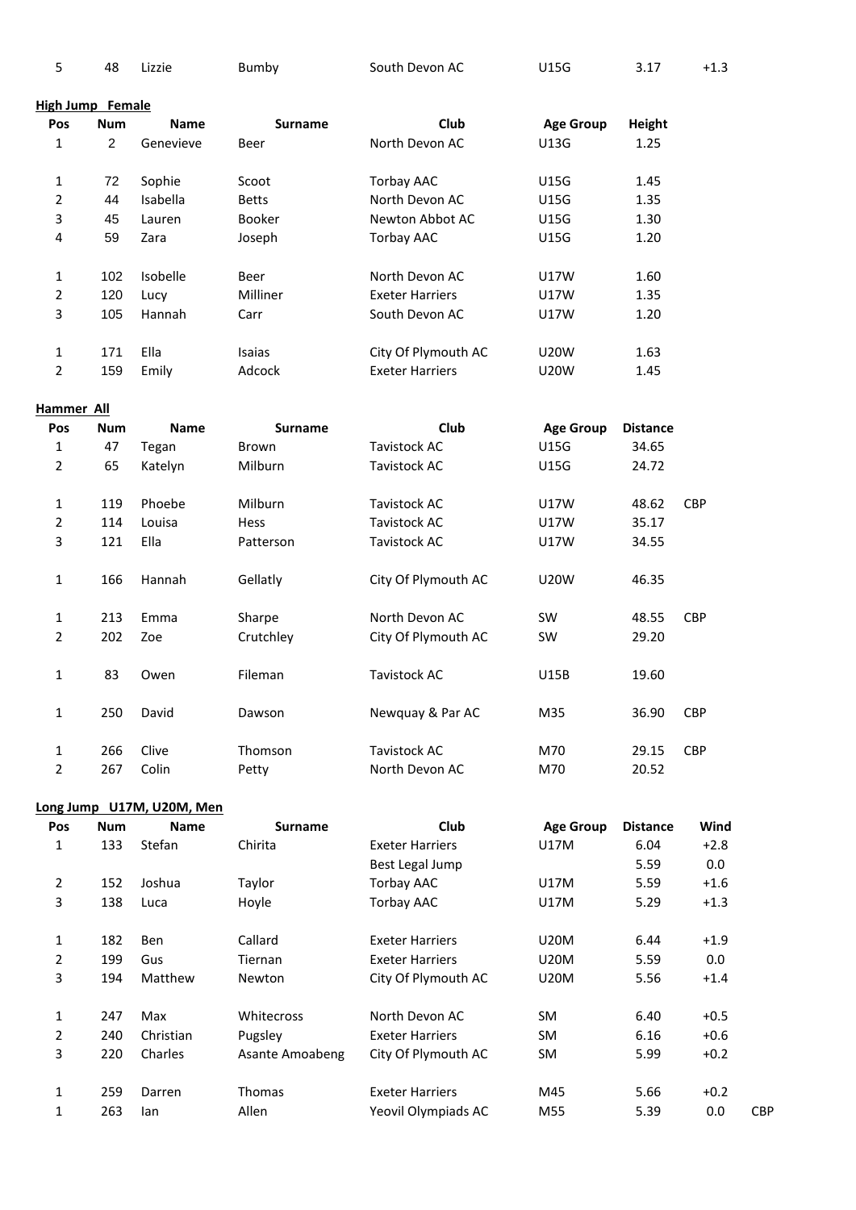| 5 | 48 | Lizzie | Bumby | South Devon AC | U15G | 3.17 | +1.3 |
|---|---|---|---|---|---|---|---|

**High Jump Female**

| Pos | Num | Name | Surname | Club | Age Group | Height |
|---|---|---|---|---|---|---|
| 1 | 2 | Genevieve | Beer | North Devon AC | U13G | 1.25 |
| | | | | | | |
| 1 | 72 | Sophie | Scoot | Torbay AAC | U15G | 1.45 |
| 2 | 44 | Isabella | Betts | North Devon AC | U15G | 1.35 |
| 3 | 45 | Lauren | Booker | Newton Abbot AC | U15G | 1.30 |
| 4 | 59 | Zara | Joseph | Torbay AAC | U15G | 1.20 |
| | | | | | | |
| 1 | 102 | Isobelle | Beer | North Devon AC | U17W | 1.60 |
| 2 | 120 | Lucy | Milliner | Exeter Harriers | U17W | 1.35 |
| 3 | 105 | Hannah | Carr | South Devon AC | U17W | 1.20 |
| | | | | | | |
| 1 | 171 | Ella | Isaias | City Of Plymouth AC | U20W | 1.63 |
| 2 | 159 | Emily | Adcock | Exeter Harriers | U20W | 1.45 |

**Hammer All**

| Pos | Num | Name | Surname | Club | Age Group | Distance | |
|---|---|---|---|---|---|---|---|
| 1 | 47 | Tegan | Brown | Tavistock AC | U15G | 34.65 | |
| 2 | 65 | Katelyn | Milburn | Tavistock AC | U15G | 24.72 | |
| | | | | | | | |
| 1 | 119 | Phoebe | Milburn | Tavistock AC | U17W | 48.62 | CBP |
| 2 | 114 | Louisa | Hess | Tavistock AC | U17W | 35.17 | |
| 3 | 121 | Ella | Patterson | Tavistock AC | U17W | 34.55 | |
| | | | | | | | |
| 1 | 166 | Hannah | Gellatly | City Of Plymouth AC | U20W | 46.35 | |
| | | | | | | | |
| 1 | 213 | Emma | Sharpe | North Devon AC | SW | 48.55 | CBP |
| 2 | 202 | Zoe | Crutchley | City Of Plymouth AC | SW | 29.20 | |
| | | | | | | | |
| 1 | 83 | Owen | Fileman | Tavistock AC | U15B | 19.60 | |
| | | | | | | | |
| 1 | 250 | David | Dawson | Newquay & Par AC | M35 | 36.90 | CBP |
| | | | | | | | |
| 1 | 266 | Clive | Thomson | Tavistock AC | M70 | 29.15 | CBP |
| 2 | 267 | Colin | Petty | North Devon AC | M70 | 20.52 | |

**Long Jump U17M, U20M, Men**

| Pos | Num | Name | Surname | Club | Age Group | Distance | Wind | |
|---|---|---|---|---|---|---|---|---|
| 1 | 133 | Stefan | Chirita | Exeter Harriers | U17M | 6.04 | +2.8 | |
| | | | | Best Legal Jump | | 5.59 | 0.0 | |
| 2 | 152 | Joshua | Taylor | Torbay AAC | U17M | 5.59 | +1.6 | |
| 3 | 138 | Luca | Hoyle | Torbay AAC | U17M | 5.29 | +1.3 | |
| | | | | | | | | |
| 1 | 182 | Ben | Callard | Exeter Harriers | U20M | 6.44 | +1.9 | |
| 2 | 199 | Gus | Tiernan | Exeter Harriers | U20M | 5.59 | 0.0 | |
| 3 | 194 | Matthew | Newton | City Of Plymouth AC | U20M | 5.56 | +1.4 | |
| | | | | | | | | |
| 1 | 247 | Max | Whitecross | North Devon AC | SM | 6.40 | +0.5 | |
| 2 | 240 | Christian | Pugsley | Exeter Harriers | SM | 6.16 | +0.6 | |
| 3 | 220 | Charles | Asante Amoabeng | City Of Plymouth AC | SM | 5.99 | +0.2 | |
| | | | | | | | | |
| 1 | 259 | Darren | Thomas | Exeter Harriers | M45 | 5.66 | +0.2 | |
| 1 | 263 | Ian | Allen | Yeovil Olympiads AC | M55 | 5.39 | 0.0 | CBP |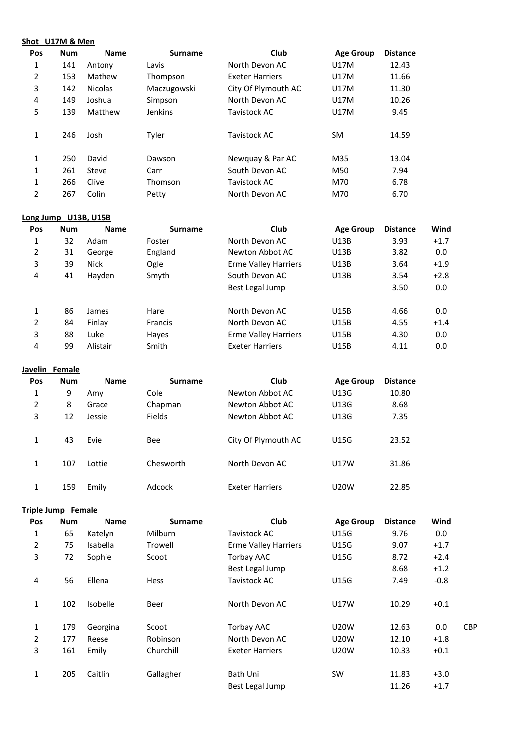**Shot U17M & Men**

| Pos | Num | Name | Surname | Club | Age Group | Distance |
|---|---|---|---|---|---|---|
| 1 | 141 | Antony | Lavis | North Devon AC | U17M | 12.43 |
| 2 | 153 | Mathew | Thompson | Exeter Harriers | U17M | 11.66 |
| 3 | 142 | Nicolas | Maczugowski | City Of Plymouth AC | U17M | 11.30 |
| 4 | 149 | Joshua | Simpson | North Devon AC | U17M | 10.26 |
| 5 | 139 | Matthew | Jenkins | Tavistock AC | U17M | 9.45 |
| | | | | | | |
| 1 | 246 | Josh | Tyler | Tavistock AC | SM | 14.59 |
| | | | | | | |
| 1 | 250 | David | Dawson | Newquay & Par AC | M35 | 13.04 |
| 1 | 261 | Steve | Carr | South Devon AC | M50 | 7.94 |
| 1 | 266 | Clive | Thomson | Tavistock AC | M70 | 6.78 |
| 2 | 267 | Colin | Petty | North Devon AC | M70 | 6.70 |

**Long Jump U13B, U15B**

| Pos | Num | Name | Surname | Club | Age Group | Distance | Wind |
|---|---|---|---|---|---|---|---|
| 1 | 32 | Adam | Foster | North Devon AC | U13B | 3.93 | +1.7 |
| 2 | 31 | George | England | Newton Abbot AC | U13B | 3.82 | 0.0 |
| 3 | 39 | Nick | Ogle | Erme Valley Harriers | U13B | 3.64 | +1.9 |
| 4 | 41 | Hayden | Smyth | South Devon AC | U13B | 3.54 | +2.8 |
| | | | | Best Legal Jump | | 3.50 | 0.0 |
| | | | | | | | |
| 1 | 86 | James | Hare | North Devon AC | U15B | 4.66 | 0.0 |
| 2 | 84 | Finlay | Francis | North Devon AC | U15B | 4.55 | +1.4 |
| 3 | 88 | Luke | Hayes | Erme Valley Harriers | U15B | 4.30 | 0.0 |
| 4 | 99 | Alistair | Smith | Exeter Harriers | U15B | 4.11 | 0.0 |

**Javelin Female**

| Pos | Num | Name | Surname | Club | Age Group | Distance |
|---|---|---|---|---|---|---|
| 1 | 9 | Amy | Cole | Newton Abbot AC | U13G | 10.80 |
| 2 | 8 | Grace | Chapman | Newton Abbot AC | U13G | 8.68 |
| 3 | 12 | Jessie | Fields | Newton Abbot AC | U13G | 7.35 |
| | | | | | | |
| 1 | 43 | Evie | Bee | City Of Plymouth AC | U15G | 23.52 |
| | | | | | | |
| 1 | 107 | Lottie | Chesworth | North Devon AC | U17W | 31.86 |
| | | | | | | |
| 1 | 159 | Emily | Adcock | Exeter Harriers | U20W | 22.85 |

**Triple Jump Female**

| Pos | Num | Name | Surname | Club | Age Group | Distance | Wind | |
|---|---|---|---|---|---|---|---|---|
| 1 | 65 | Katelyn | Milburn | Tavistock AC | U15G | 9.76 | 0.0 | |
| 2 | 75 | Isabella | Trowell | Erme Valley Harriers | U15G | 9.07 | +1.7 | |
| 3 | 72 | Sophie | Scoot | Torbay AAC | U15G | 8.72 | +2.4 | |
| | | | | Best Legal Jump | | 8.68 | +1.2 | |
| 4 | 56 | Ellena | Hess | Tavistock AC | U15G | 7.49 | -0.8 | |
| | | | | | | | | |
| 1 | 102 | Isobelle | Beer | North Devon AC | U17W | 10.29 | +0.1 | |
| | | | | | | | | |
| 1 | 179 | Georgina | Scoot | Torbay AAC | U20W | 12.63 | 0.0 | CBP |
| 2 | 177 | Reese | Robinson | North Devon AC | U20W | 12.10 | +1.8 | |
| 3 | 161 | Emily | Churchill | Exeter Harriers | U20W | 10.33 | +0.1 | |
| | | | | | | | | |
| 1 | 205 | Caitlin | Gallagher | Bath Uni | SW | 11.83 | +3.0 | |
| | | | | Best Legal Jump | | 11.26 | +1.7 | |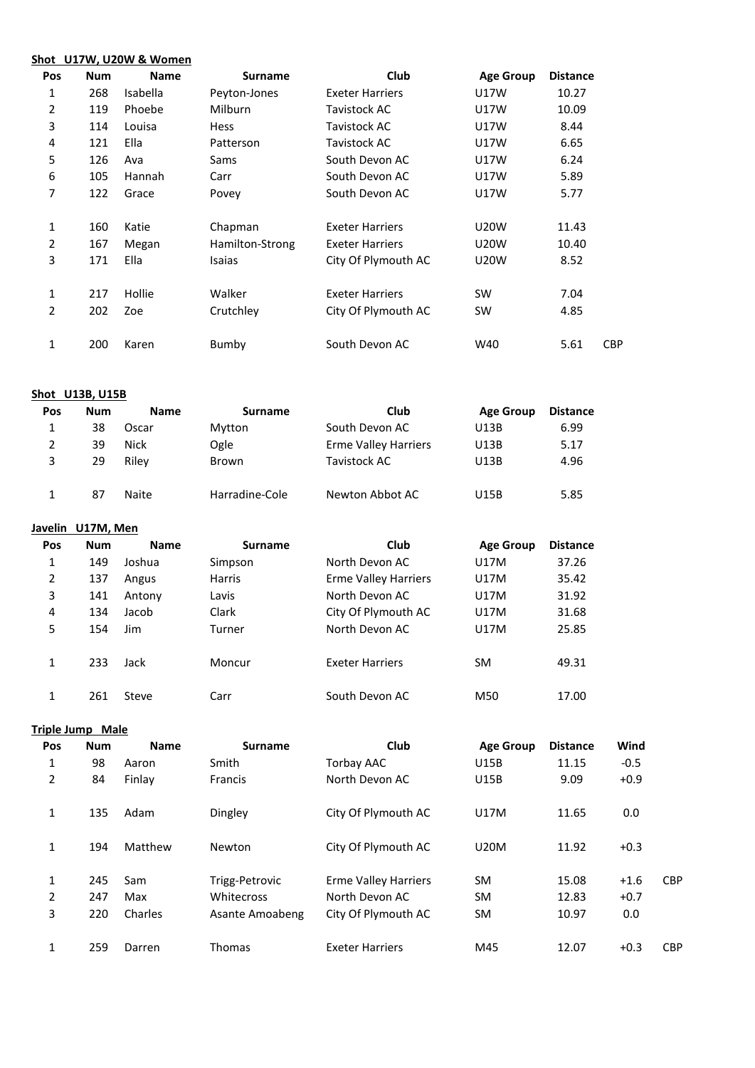**Shot U17W, U20W & Women**

| Pos | Num | Name | Surname | Club | Age Group | Distance | |
|---|---|---|---|---|---|---|---|
| 1 | 268 | Isabella | Peyton-Jones | Exeter Harriers | U17W | 10.27 | |
| 2 | 119 | Phoebe | Milburn | Tavistock AC | U17W | 10.09 | |
| 3 | 114 | Louisa | Hess | Tavistock AC | U17W | 8.44 | |
| 4 | 121 | Ella | Patterson | Tavistock AC | U17W | 6.65 | |
| 5 | 126 | Ava | Sams | South Devon AC | U17W | 6.24 | |
| 6 | 105 | Hannah | Carr | South Devon AC | U17W | 5.89 | |
| 7 | 122 | Grace | Povey | South Devon AC | U17W | 5.77 | |
| | | | | | | | |
| 1 | 160 | Katie | Chapman | Exeter Harriers | U20W | 11.43 | |
| 2 | 167 | Megan | Hamilton-Strong | Exeter Harriers | U20W | 10.40 | |
| 3 | 171 | Ella | Isaias | City Of Plymouth AC | U20W | 8.52 | |
| | | | | | | | |
| 1 | 217 | Hollie | Walker | Exeter Harriers | SW | 7.04 | |
| 2 | 202 | Zoe | Crutchley | City Of Plymouth AC | SW | 4.85 | |
| | | | | | | | |
| 1 | 200 | Karen | Bumby | South Devon AC | W40 | 5.61 | CBP |

**Shot U13B, U15B**

| Pos | Num | Name | Surname | Club | Age Group | Distance |
|---|---|---|---|---|---|---|
| 1 | 38 | Oscar | Mytton | South Devon AC | U13B | 6.99 |
| 2 | 39 | Nick | Ogle | Erme Valley Harriers | U13B | 5.17 |
| 3 | 29 | Riley | Brown | Tavistock AC | U13B | 4.96 |
| | | | | | | |
| 1 | 87 | Naite | Harradine-Cole | Newton Abbot AC | U15B | 5.85 |

**Javelin U17M, Men**

| Pos | Num | Name | Surname | Club | Age Group | Distance |
|---|---|---|---|---|---|---|
| 1 | 149 | Joshua | Simpson | North Devon AC | U17M | 37.26 |
| 2 | 137 | Angus | Harris | Erme Valley Harriers | U17M | 35.42 |
| 3 | 141 | Antony | Lavis | North Devon AC | U17M | 31.92 |
| 4 | 134 | Jacob | Clark | City Of Plymouth AC | U17M | 31.68 |
| 5 | 154 | Jim | Turner | North Devon AC | U17M | 25.85 |
| | | | | | | |
| 1 | 233 | Jack | Moncur | Exeter Harriers | SM | 49.31 |
| | | | | | | |
| 1 | 261 | Steve | Carr | South Devon AC | M50 | 17.00 |

**Triple Jump Male**

| Pos | Num | Name | Surname | Club | Age Group | Distance | Wind | |
|---|---|---|---|---|---|---|---|---|
| 1 | 98 | Aaron | Smith | Torbay AAC | U15B | 11.15 | -0.5 | |
| 2 | 84 | Finlay | Francis | North Devon AC | U15B | 9.09 | +0.9 | |
| | | | | | | | | |
| 1 | 135 | Adam | Dingley | City Of Plymouth AC | U17M | 11.65 | 0.0 | |
| | | | | | | | | |
| 1 | 194 | Matthew | Newton | City Of Plymouth AC | U20M | 11.92 | +0.3 | |
| | | | | | | | | |
| 1 | 245 | Sam | Trigg-Petrovic | Erme Valley Harriers | SM | 15.08 | +1.6 | CBP |
| 2 | 247 | Max | Whitecross | North Devon AC | SM | 12.83 | +0.7 | |
| 3 | 220 | Charles | Asante Amoabeng | City Of Plymouth AC | SM | 10.97 | 0.0 | |
| | | | | | | | | |
| 1 | 259 | Darren | Thomas | Exeter Harriers | M45 | 12.07 | +0.3 | CBP |